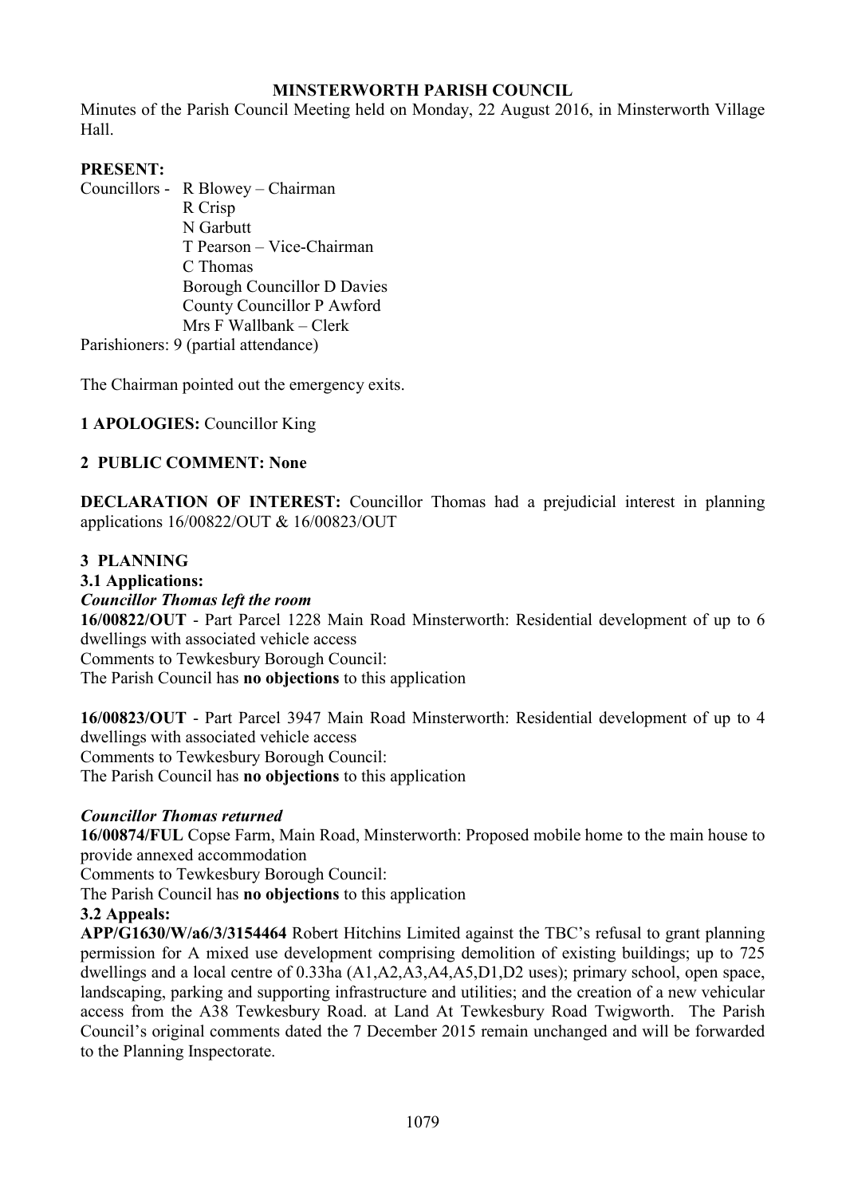# MINSTERWORTH PARISH COUNCIL

Minutes of the Parish Council Meeting held on Monday, 22 August 2016, in Minsterworth Village Hall.

**PRESENT:**

Councillors - R Blowey – Chairman
R Crisp
N Garbutt
T Pearson – Vice-Chairman
C Thomas
Borough Councillor D Davies
County Councillor P Awford
Mrs F Wallbank – Clerk

Parishioners: 9 (partial attendance)

The Chairman pointed out the emergency exits.

**1 APOLOGIES:** Councillor King

**2 PUBLIC COMMENT: None**

**DECLARATION OF INTEREST:** Councillor Thomas had a prejudicial interest in planning applications 16/00822/OUT & 16/00823/OUT

## 3 PLANNING

### 3.1 Applications:

***Councillor Thomas left the room***

**16/00822/OUT** - Part Parcel 1228 Main Road Minsterworth: Residential development of up to 6 dwellings with associated vehicle access
Comments to Tewkesbury Borough Council:
The Parish Council has **no objections** to this application

**16/00823/OUT** - Part Parcel 3947 Main Road Minsterworth: Residential development of up to 4 dwellings with associated vehicle access
Comments to Tewkesbury Borough Council:
The Parish Council has **no objections** to this application

***Councillor Thomas returned***

**16/00874/FUL** Copse Farm, Main Road, Minsterworth: Proposed mobile home to the main house to provide annexed accommodation
Comments to Tewkesbury Borough Council:
The Parish Council has **no objections** to this application

### 3.2 Appeals:

**APP/G1630/W/a6/3/3154464** Robert Hitchins Limited against the TBC's refusal to grant planning permission for A mixed use development comprising demolition of existing buildings; up to 725 dwellings and a local centre of 0.33ha (A1,A2,A3,A4,A5,D1,D2 uses); primary school, open space, landscaping, parking and supporting infrastructure and utilities; and the creation of a new vehicular access from the A38 Tewkesbury Road. at Land At Tewkesbury Road Twigworth. The Parish Council's original comments dated the 7 December 2015 remain unchanged and will be forwarded to the Planning Inspectorate.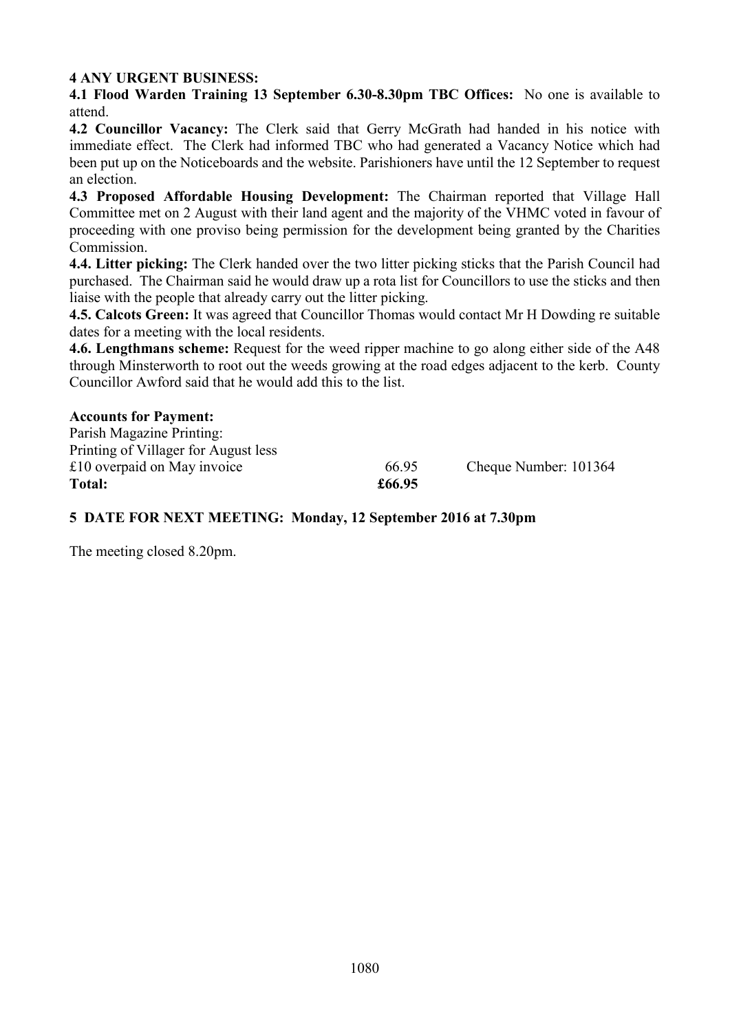**4 ANY URGENT BUSINESS:**

**4.1 Flood Warden Training 13 September 6.30-8.30pm TBC Offices:** No one is available to attend.

**4.2 Councillor Vacancy:** The Clerk said that Gerry McGrath had handed in his notice with immediate effect. The Clerk had informed TBC who had generated a Vacancy Notice which had been put up on the Noticeboards and the website. Parishioners have until the 12 September to request an election.

**4.3 Proposed Affordable Housing Development:** The Chairman reported that Village Hall Committee met on 2 August with their land agent and the majority of the VHMC voted in favour of proceeding with one proviso being permission for the development being granted by the Charities Commission.

**4.4. Litter picking:** The Clerk handed over the two litter picking sticks that the Parish Council had purchased. The Chairman said he would draw up a rota list for Councillors to use the sticks and then liaise with the people that already carry out the litter picking.

**4.5. Calcots Green:** It was agreed that Councillor Thomas would contact Mr H Dowding re suitable dates for a meeting with the local residents.

**4.6. Lengthmans scheme:** Request for the weed ripper machine to go along either side of the A48 through Minsterworth to root out the weeds growing at the road edges adjacent to the kerb. County Councillor Awford said that he would add this to the list.

**Accounts for Payment:**

| | | |
|---|---|---|
| Parish Magazine Printing: | | |
| Printing of Villager for August less £10 overpaid on May invoice | 66.95 | Cheque Number: 101364 |
| **Total:** | **£66.95** | |

**5 DATE FOR NEXT MEETING: Monday, 12 September 2016 at 7.30pm**

The meeting closed 8.20pm.